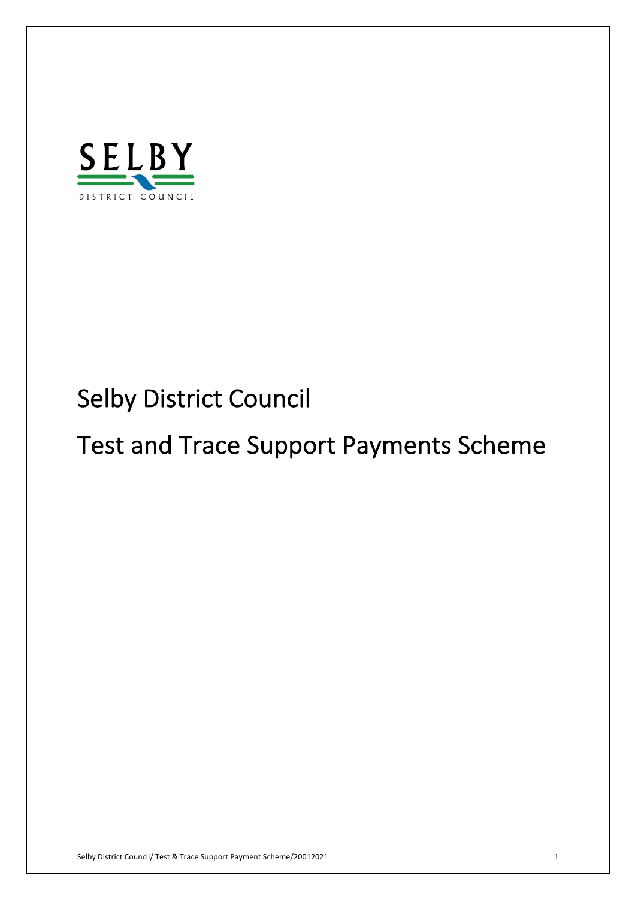# Selby District Council

# Test and Trace Support Payments Scheme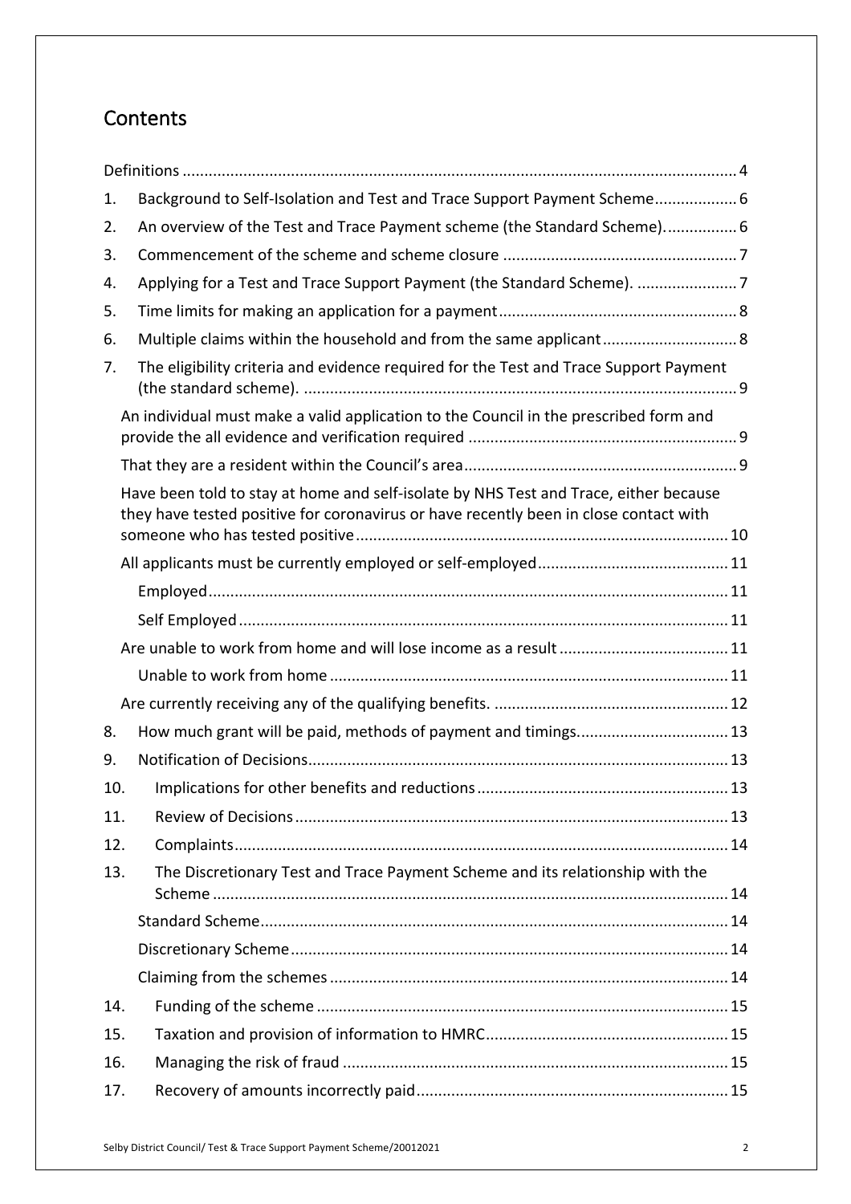# Contents

- Definitions ..... 4
- 1. Background to Self-Isolation and Test and Trace Support Payment Scheme ..... 6
- 2. An overview of the Test and Trace Payment scheme (the Standard Scheme). ..... 6
- 3. Commencement of the scheme and scheme closure ..... 7
- 4. Applying for a Test and Trace Support Payment (the Standard Scheme). ..... 7
- 5. Time limits for making an application for a payment ..... 8
- 6. Multiple claims within the household and from the same applicant ..... 8
- 7. The eligibility criteria and evidence required for the Test and Trace Support Payment (the standard scheme). ..... 9
  - An individual must make a valid application to the Council in the prescribed form and provide the all evidence and verification required ..... 9
  - That they are a resident within the Council's area ..... 9
  - Have been told to stay at home and self-isolate by NHS Test and Trace, either because they have tested positive for coronavirus or have recently been in close contact with someone who has tested positive ..... 10
  - All applicants must be currently employed or self-employed ..... 11
    - Employed ..... 11
    - Self Employed ..... 11
  - Are unable to work from home and will lose income as a result ..... 11
    - Unable to work from home ..... 11
  - Are currently receiving any of the qualifying benefits. ..... 12
- 8. How much grant will be paid, methods of payment and timings. ..... 13
- 9. Notification of Decisions ..... 13
- 10. Implications for other benefits and reductions ..... 13
- 11. Review of Decisions ..... 13
- 12. Complaints ..... 14
- 13. The Discretionary Test and Trace Payment Scheme and its relationship with the Scheme ..... 14
  - Standard Scheme ..... 14
  - Discretionary Scheme ..... 14
  - Claiming from the schemes ..... 14
- 14. Funding of the scheme ..... 15
- 15. Taxation and provision of information to HMRC ..... 15
- 16. Managing the risk of fraud ..... 15
- 17. Recovery of amounts incorrectly paid ..... 15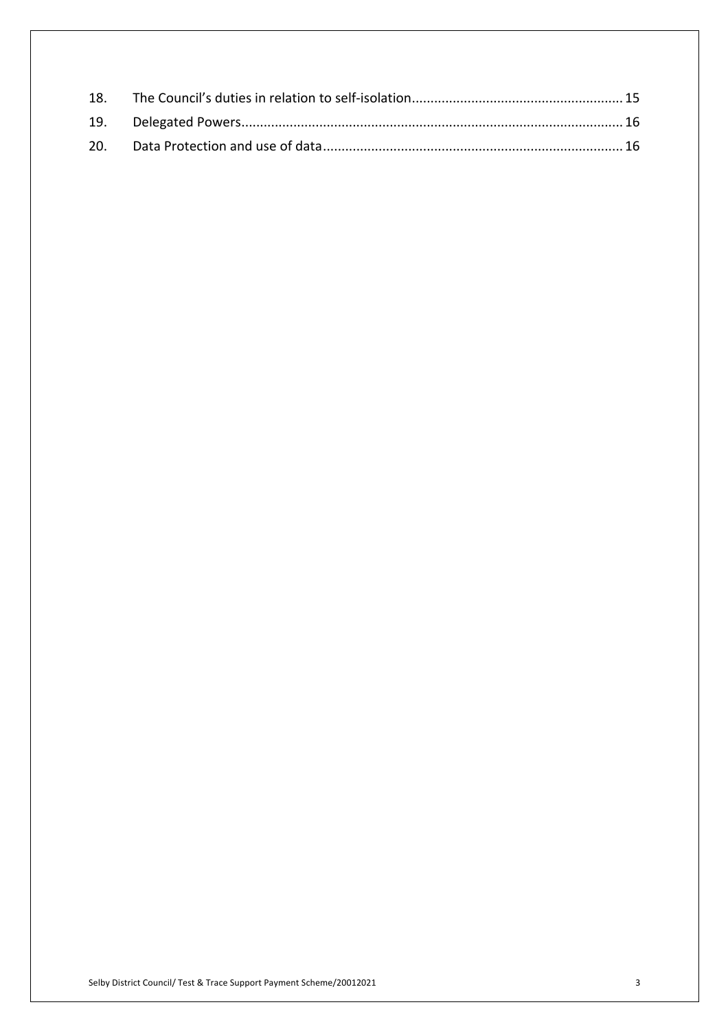18. The Council's duties in relation to self-isolation........................................................ 15
19. Delegated Powers..................................................................................................... 16
20. Data Protection and use of data................................................................................ 16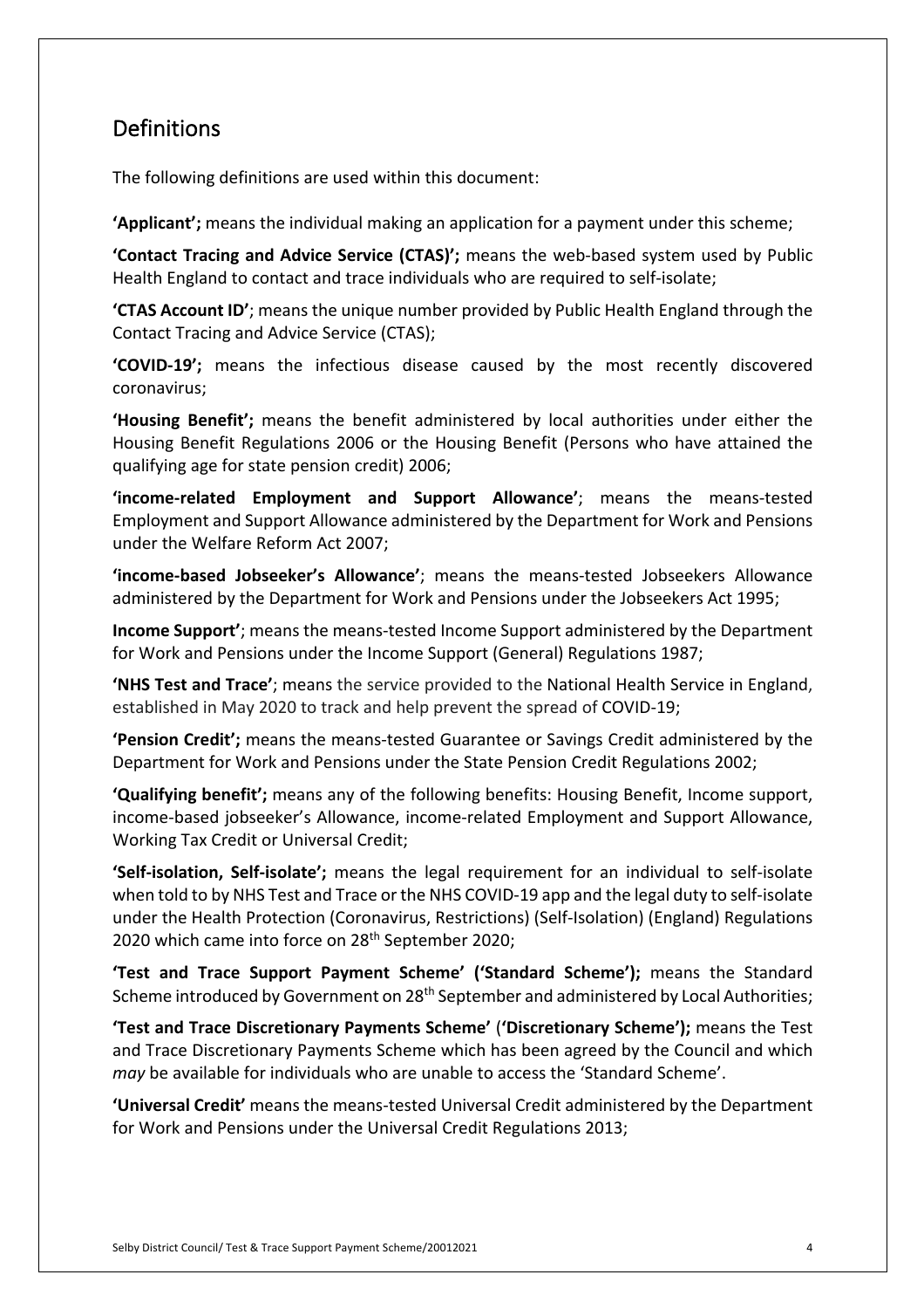## Definitions

The following definitions are used within this document:

**'Applicant';** means the individual making an application for a payment under this scheme;

**'Contact Tracing and Advice Service (CTAS)';** means the web-based system used by Public Health England to contact and trace individuals who are required to self-isolate;

**'CTAS Account ID'**; means the unique number provided by Public Health England through the Contact Tracing and Advice Service (CTAS);

**'COVID-19';** means the infectious disease caused by the most recently discovered coronavirus;

**'Housing Benefit';** means the benefit administered by local authorities under either the Housing Benefit Regulations 2006 or the Housing Benefit (Persons who have attained the qualifying age for state pension credit) 2006;

**'income-related Employment and Support Allowance'**; means the means-tested Employment and Support Allowance administered by the Department for Work and Pensions under the Welfare Reform Act 2007;

**'income-based Jobseeker's Allowance'**; means the means-tested Jobseekers Allowance administered by the Department for Work and Pensions under the Jobseekers Act 1995;

**Income Support'**; means the means-tested Income Support administered by the Department for Work and Pensions under the Income Support (General) Regulations 1987;

**'NHS Test and Trace'**; means the service provided to the National Health Service in England, established in May 2020 to track and help prevent the spread of COVID-19;

**'Pension Credit';** means the means-tested Guarantee or Savings Credit administered by the Department for Work and Pensions under the State Pension Credit Regulations 2002;

**'Qualifying benefit';** means any of the following benefits: Housing Benefit, Income support, income-based jobseeker's Allowance, income-related Employment and Support Allowance, Working Tax Credit or Universal Credit;

**'Self-isolation, Self-isolate';** means the legal requirement for an individual to self-isolate when told to by NHS Test and Trace or the NHS COVID-19 app and the legal duty to self-isolate under the Health Protection (Coronavirus, Restrictions) (Self-Isolation) (England) Regulations 2020 which came into force on 28th September 2020;

**'Test and Trace Support Payment Scheme' ('Standard Scheme');** means the Standard Scheme introduced by Government on 28th September and administered by Local Authorities;

**'Test and Trace Discretionary Payments Scheme' ('Discretionary Scheme');** means the Test and Trace Discretionary Payments Scheme which has been agreed by the Council and which *may* be available for individuals who are unable to access the 'Standard Scheme'.

**'Universal Credit'** means the means-tested Universal Credit administered by the Department for Work and Pensions under the Universal Credit Regulations 2013;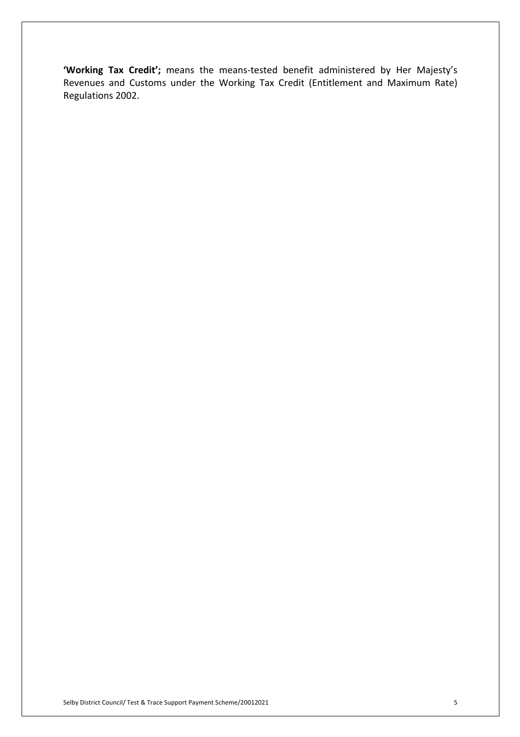**'Working Tax Credit';** means the means-tested benefit administered by Her Majesty's Revenues and Customs under the Working Tax Credit (Entitlement and Maximum Rate) Regulations 2002.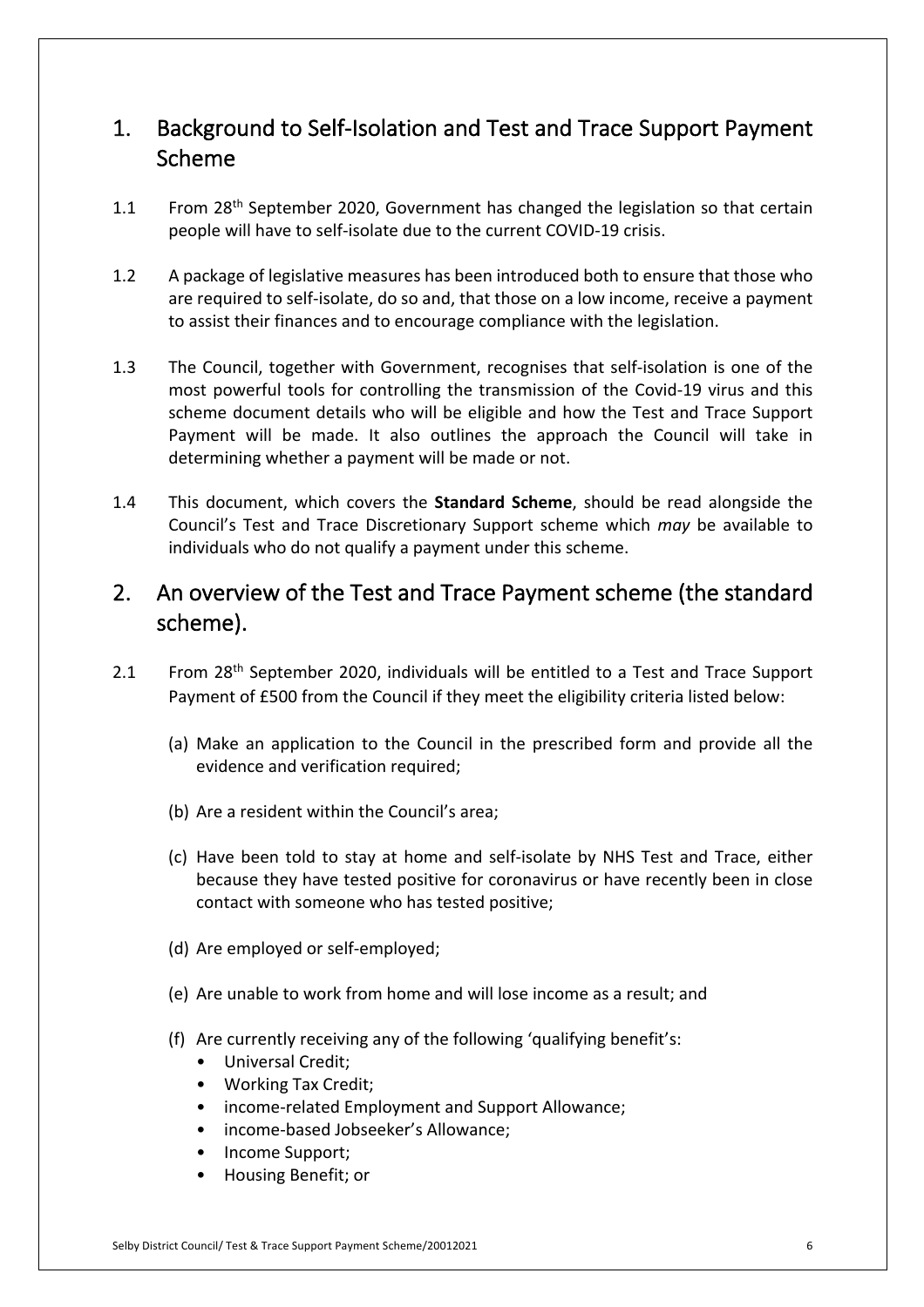## 1. Background to Self-Isolation and Test and Trace Support Payment Scheme

1.1 From 28th September 2020, Government has changed the legislation so that certain people will have to self-isolate due to the current COVID-19 crisis.

1.2 A package of legislative measures has been introduced both to ensure that those who are required to self-isolate, do so and, that those on a low income, receive a payment to assist their finances and to encourage compliance with the legislation.

1.3 The Council, together with Government, recognises that self-isolation is one of the most powerful tools for controlling the transmission of the Covid-19 virus and this scheme document details who will be eligible and how the Test and Trace Support Payment will be made. It also outlines the approach the Council will take in determining whether a payment will be made or not.

1.4 This document, which covers the **Standard Scheme**, should be read alongside the Council's Test and Trace Discretionary Support scheme which *may* be available to individuals who do not qualify a payment under this scheme.

## 2. An overview of the Test and Trace Payment scheme (the standard scheme).

2.1 From 28th September 2020, individuals will be entitled to a Test and Trace Support Payment of £500 from the Council if they meet the eligibility criteria listed below:

(a) Make an application to the Council in the prescribed form and provide all the evidence and verification required;

(b) Are a resident within the Council's area;

(c) Have been told to stay at home and self-isolate by NHS Test and Trace, either because they have tested positive for coronavirus or have recently been in close contact with someone who has tested positive;

(d) Are employed or self-employed;

(e) Are unable to work from home and will lose income as a result; and

(f) Are currently receiving any of the following 'qualifying benefit's:
- Universal Credit;
- Working Tax Credit;
- income-related Employment and Support Allowance;
- income-based Jobseeker's Allowance;
- Income Support;
- Housing Benefit; or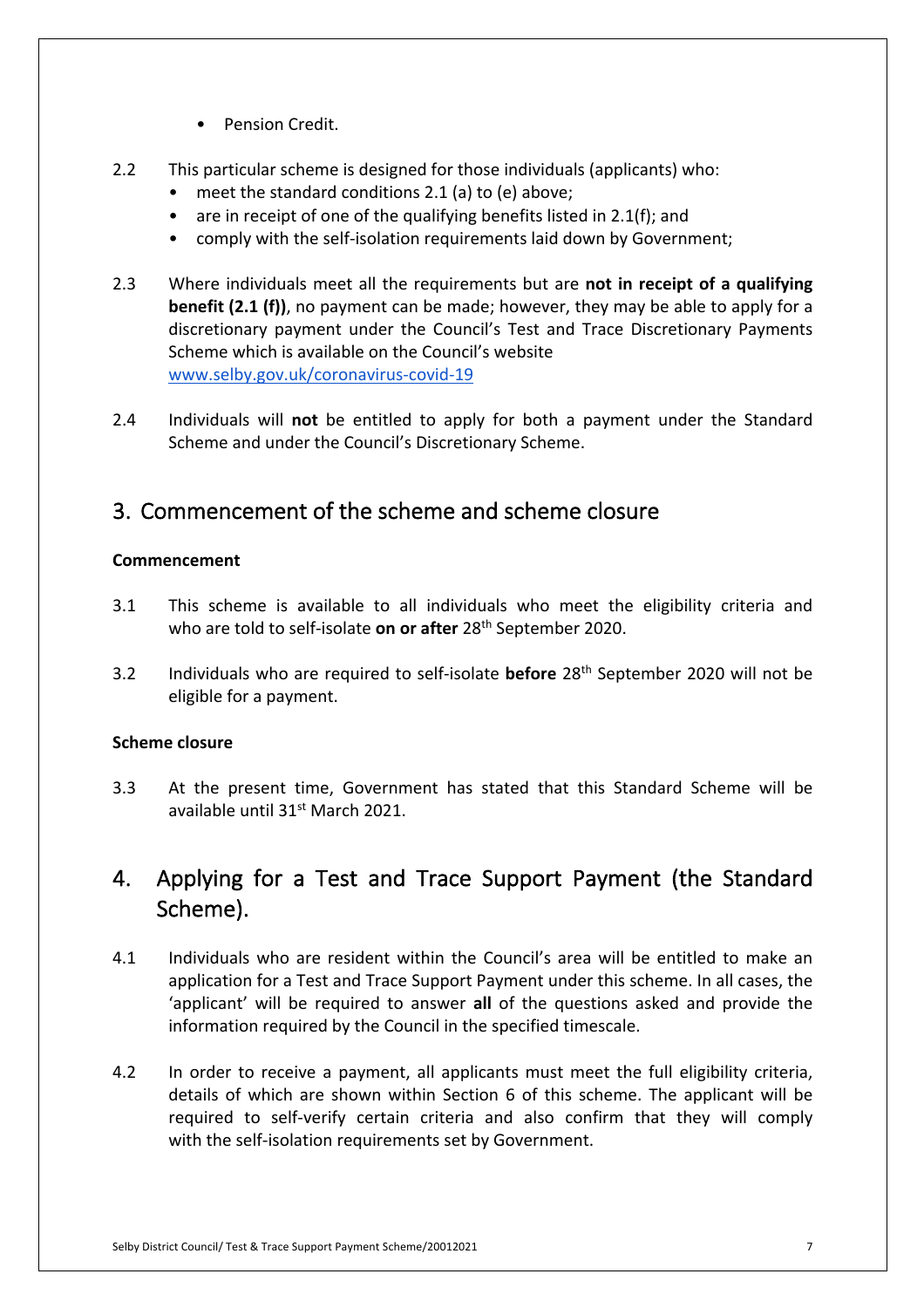- Pension Credit.

2.2 This particular scheme is designed for those individuals (applicants) who:
- meet the standard conditions 2.1 (a) to (e) above;
- are in receipt of one of the qualifying benefits listed in 2.1(f); and
- comply with the self-isolation requirements laid down by Government;

2.3 Where individuals meet all the requirements but are **not in receipt of a qualifying benefit (2.1 (f))**, no payment can be made; however, they may be able to apply for a discretionary payment under the Council's Test and Trace Discretionary Payments Scheme which is available on the Council's website [www.selby.gov.uk/coronavirus-covid-19](http://www.selby.gov.uk/coronavirus-covid-19)

2.4 Individuals will **not** be entitled to apply for both a payment under the Standard Scheme and under the Council's Discretionary Scheme.

## 3. Commencement of the scheme and scheme closure

**Commencement**

3.1 This scheme is available to all individuals who meet the eligibility criteria and who are told to self-isolate **on or after** 28th September 2020.

3.2 Individuals who are required to self-isolate **before** 28th September 2020 will not be eligible for a payment.

**Scheme closure**

3.3 At the present time, Government has stated that this Standard Scheme will be available until 31st March 2021.

## 4. Applying for a Test and Trace Support Payment (the Standard Scheme).

4.1 Individuals who are resident within the Council's area will be entitled to make an application for a Test and Trace Support Payment under this scheme. In all cases, the 'applicant' will be required to answer **all** of the questions asked and provide the information required by the Council in the specified timescale.

4.2 In order to receive a payment, all applicants must meet the full eligibility criteria, details of which are shown within Section 6 of this scheme. The applicant will be required to self-verify certain criteria and also confirm that they will comply with the self-isolation requirements set by Government.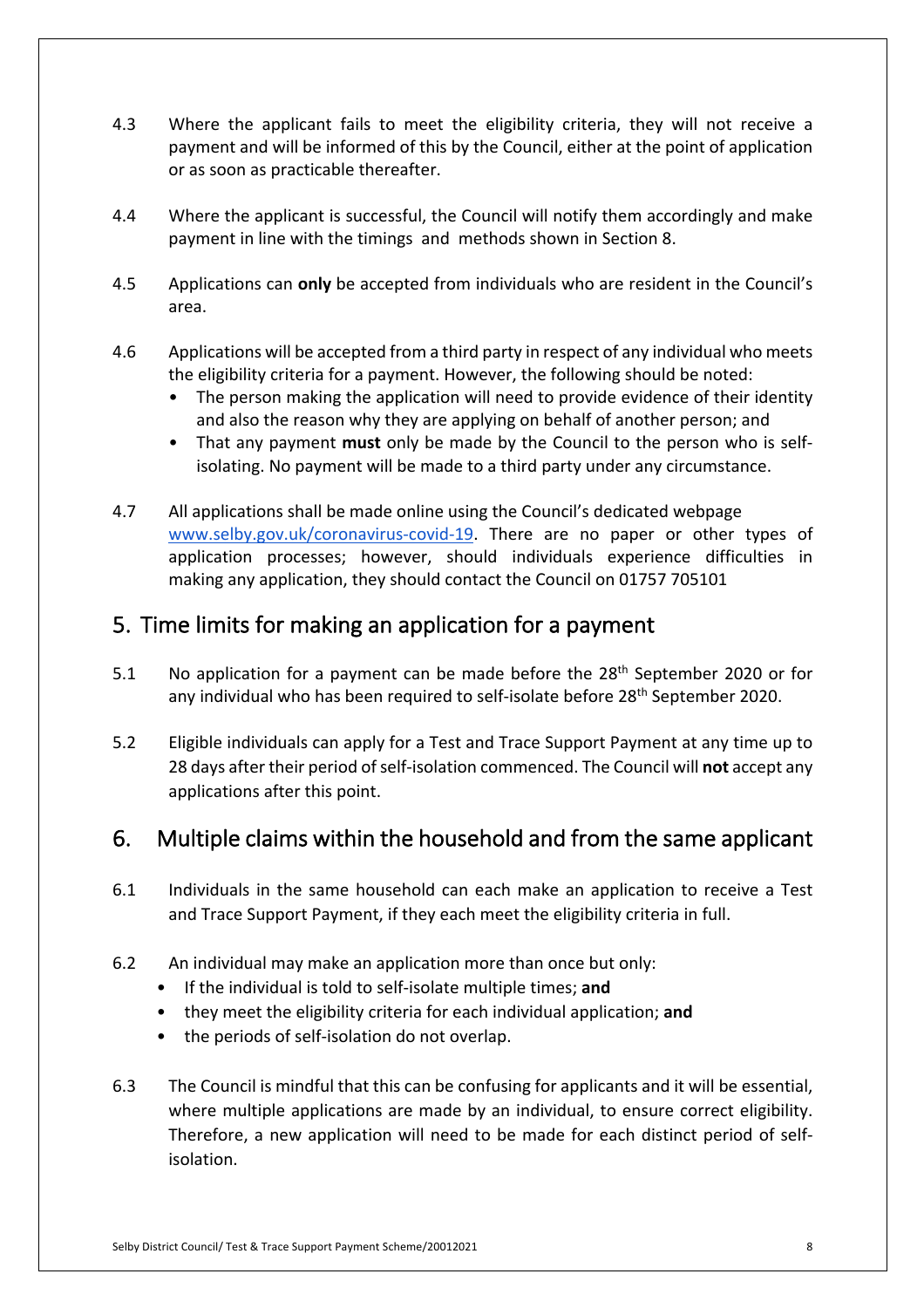4.3 Where the applicant fails to meet the eligibility criteria, they will not receive a payment and will be informed of this by the Council, either at the point of application or as soon as practicable thereafter.

4.4 Where the applicant is successful, the Council will notify them accordingly and make payment in line with the timings and methods shown in Section 8.

4.5 Applications can **only** be accepted from individuals who are resident in the Council's area.

4.6 Applications will be accepted from a third party in respect of any individual who meets the eligibility criteria for a payment. However, the following should be noted:

- The person making the application will need to provide evidence of their identity and also the reason why they are applying on behalf of another person; and
- That any payment **must** only be made by the Council to the person who is self-isolating. No payment will be made to a third party under any circumstance.

4.7 All applications shall be made online using the Council's dedicated webpage [www.selby.gov.uk/coronavirus-covid-19](www.selby.gov.uk/coronavirus-covid-19). There are no paper or other types of application processes; however, should individuals experience difficulties in making any application, they should contact the Council on 01757 705101

## 5. Time limits for making an application for a payment

5.1 No application for a payment can be made before the 28th September 2020 or for any individual who has been required to self-isolate before 28th September 2020.

5.2 Eligible individuals can apply for a Test and Trace Support Payment at any time up to 28 days after their period of self-isolation commenced. The Council will **not** accept any applications after this point.

## 6. Multiple claims within the household and from the same applicant

6.1 Individuals in the same household can each make an application to receive a Test and Trace Support Payment, if they each meet the eligibility criteria in full.

6.2 An individual may make an application more than once but only:

- If the individual is told to self-isolate multiple times; **and**
- they meet the eligibility criteria for each individual application; **and**
- the periods of self-isolation do not overlap.

6.3 The Council is mindful that this can be confusing for applicants and it will be essential, where multiple applications are made by an individual, to ensure correct eligibility. Therefore, a new application will need to be made for each distinct period of self-isolation.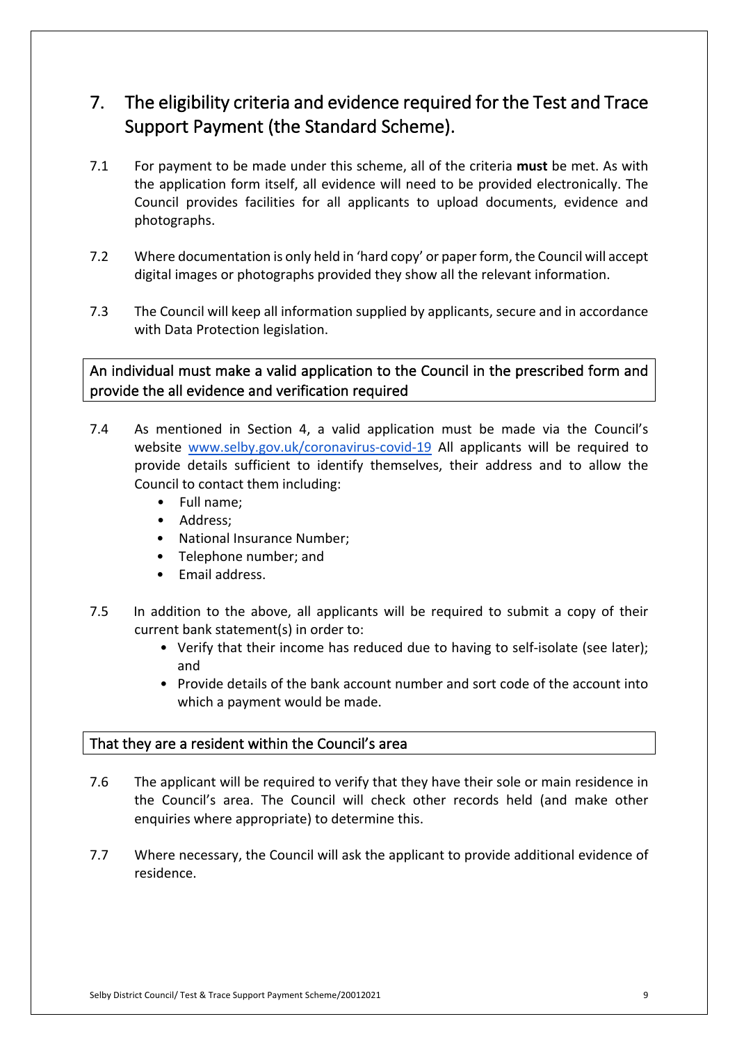## 7. The eligibility criteria and evidence required for the Test and Trace Support Payment (the Standard Scheme).

7.1 For payment to be made under this scheme, all of the criteria **must** be met. As with the application form itself, all evidence will need to be provided electronically. The Council provides facilities for all applicants to upload documents, evidence and photographs.

7.2 Where documentation is only held in 'hard copy' or paper form, the Council will accept digital images or photographs provided they show all the relevant information.

7.3 The Council will keep all information supplied by applicants, secure and in accordance with Data Protection legislation.

### An individual must make a valid application to the Council in the prescribed form and provide the all evidence and verification required

7.4 As mentioned in Section 4, a valid application must be made via the Council's website [www.selby.gov.uk/coronavirus-covid-19](http://www.selby.gov.uk/coronavirus-covid-19) All applicants will be required to provide details sufficient to identify themselves, their address and to allow the Council to contact them including:

- Full name;
- Address;
- National Insurance Number;
- Telephone number; and
- Email address.

7.5 In addition to the above, all applicants will be required to submit a copy of their current bank statement(s) in order to:

- Verify that their income has reduced due to having to self-isolate (see later); and
- Provide details of the bank account number and sort code of the account into which a payment would be made.

### That they are a resident within the Council's area

7.6 The applicant will be required to verify that they have their sole or main residence in the Council's area. The Council will check other records held (and make other enquiries where appropriate) to determine this.

7.7 Where necessary, the Council will ask the applicant to provide additional evidence of residence.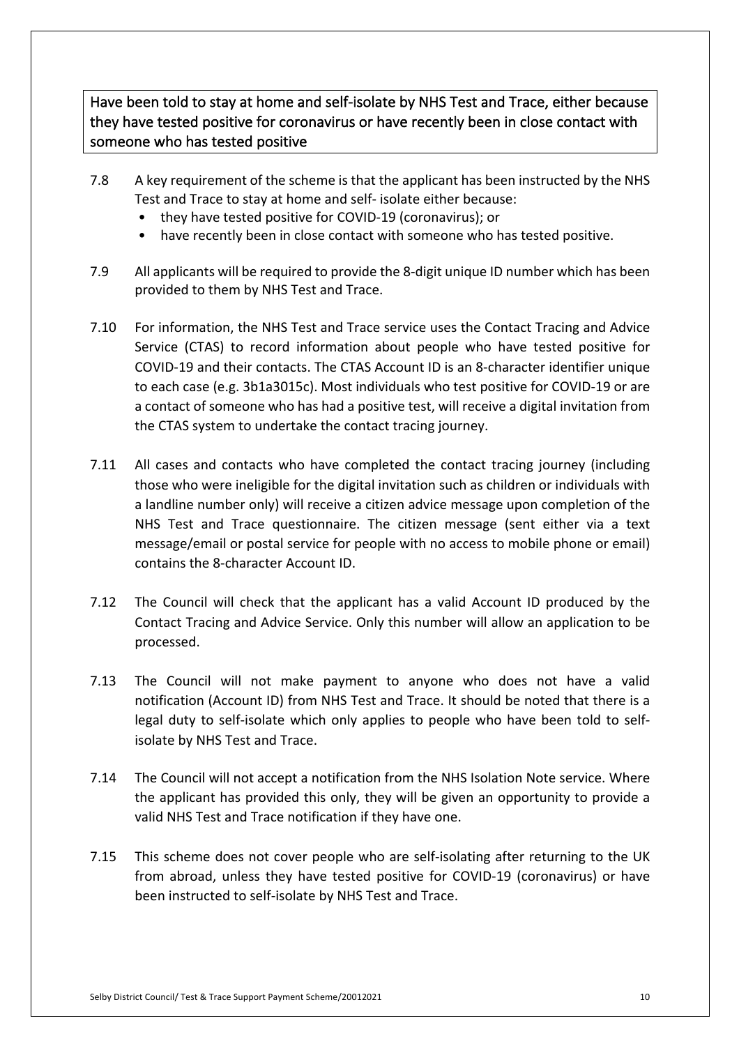### Have been told to stay at home and self-isolate by NHS Test and Trace, either because they have tested positive for coronavirus or have recently been in close contact with someone who has tested positive

7.8 A key requirement of the scheme is that the applicant has been instructed by the NHS Test and Trace to stay at home and self- isolate either because:

- they have tested positive for COVID-19 (coronavirus); or
- have recently been in close contact with someone who has tested positive.

7.9 All applicants will be required to provide the 8-digit unique ID number which has been provided to them by NHS Test and Trace.

7.10 For information, the NHS Test and Trace service uses the Contact Tracing and Advice Service (CTAS) to record information about people who have tested positive for COVID-19 and their contacts. The CTAS Account ID is an 8-character identifier unique to each case (e.g. 3b1a3015c). Most individuals who test positive for COVID-19 or are a contact of someone who has had a positive test, will receive a digital invitation from the CTAS system to undertake the contact tracing journey.

7.11 All cases and contacts who have completed the contact tracing journey (including those who were ineligible for the digital invitation such as children or individuals with a landline number only) will receive a citizen advice message upon completion of the NHS Test and Trace questionnaire. The citizen message (sent either via a text message/email or postal service for people with no access to mobile phone or email) contains the 8-character Account ID.

7.12 The Council will check that the applicant has a valid Account ID produced by the Contact Tracing and Advice Service. Only this number will allow an application to be processed.

7.13 The Council will not make payment to anyone who does not have a valid notification (Account ID) from NHS Test and Trace. It should be noted that there is a legal duty to self-isolate which only applies to people who have been told to self-isolate by NHS Test and Trace.

7.14 The Council will not accept a notification from the NHS Isolation Note service. Where the applicant has provided this only, they will be given an opportunity to provide a valid NHS Test and Trace notification if they have one.

7.15 This scheme does not cover people who are self-isolating after returning to the UK from abroad, unless they have tested positive for COVID-19 (coronavirus) or have been instructed to self-isolate by NHS Test and Trace.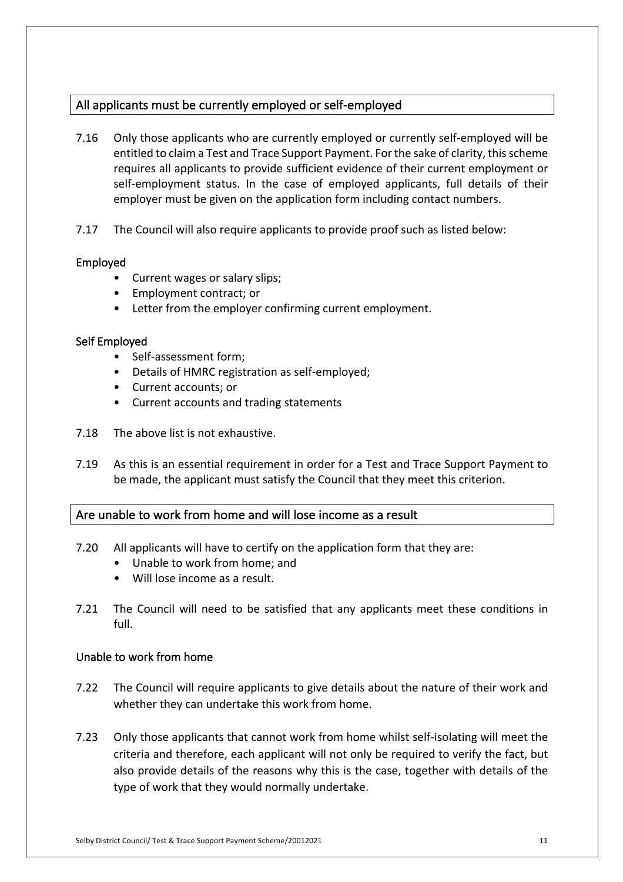## All applicants must be currently employed or self-employed

7.16 Only those applicants who are currently employed or currently self-employed will be entitled to claim a Test and Trace Support Payment. For the sake of clarity, this scheme requires all applicants to provide sufficient evidence of their current employment or self-employment status. In the case of employed applicants, full details of their employer must be given on the application form including contact numbers.

7.17 The Council will also require applicants to provide proof such as listed below:

### Employed

- Current wages or salary slips;
- Employment contract; or
- Letter from the employer confirming current employment.

### Self Employed

- Self-assessment form;
- Details of HMRC registration as self-employed;
- Current accounts; or
- Current accounts and trading statements

7.18 The above list is not exhaustive.

7.19 As this is an essential requirement in order for a Test and Trace Support Payment to be made, the applicant must satisfy the Council that they meet this criterion.

## Are unable to work from home and will lose income as a result

7.20 All applicants will have to certify on the application form that they are:

- Unable to work from home; and
- Will lose income as a result.

7.21 The Council will need to be satisfied that any applicants meet these conditions in full.

### Unable to work from home

7.22 The Council will require applicants to give details about the nature of their work and whether they can undertake this work from home.

7.23 Only those applicants that cannot work from home whilst self-isolating will meet the criteria and therefore, each applicant will not only be required to verify the fact, but also provide details of the reasons why this is the case, together with details of the type of work that they would normally undertake.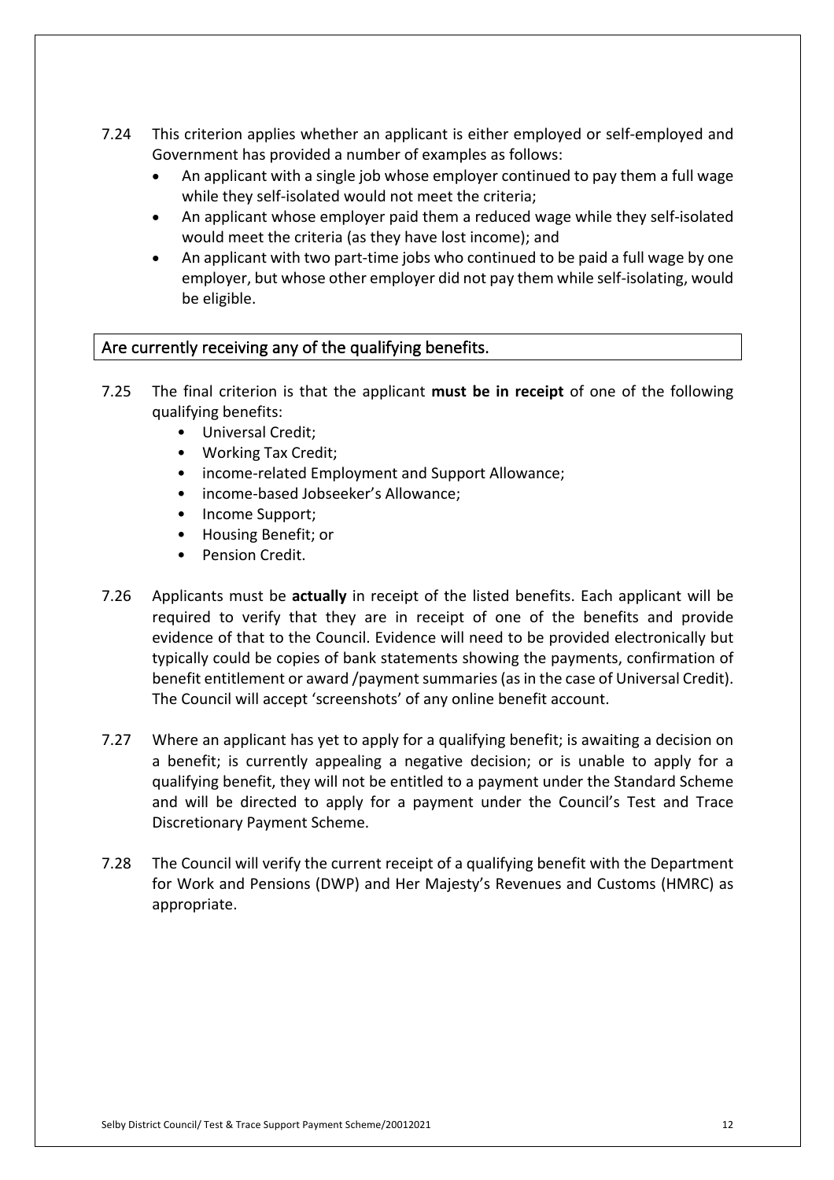7.24 This criterion applies whether an applicant is either employed or self-employed and Government has provided a number of examples as follows:

- An applicant with a single job whose employer continued to pay them a full wage while they self-isolated would not meet the criteria;
- An applicant whose employer paid them a reduced wage while they self-isolated would meet the criteria (as they have lost income); and
- An applicant with two part-time jobs who continued to be paid a full wage by one employer, but whose other employer did not pay them while self-isolating, would be eligible.

### Are currently receiving any of the qualifying benefits.

7.25 The final criterion is that the applicant **must be in receipt** of one of the following qualifying benefits:

- Universal Credit;
- Working Tax Credit;
- income-related Employment and Support Allowance;
- income-based Jobseeker's Allowance;
- Income Support;
- Housing Benefit; or
- Pension Credit.

7.26 Applicants must be **actually** in receipt of the listed benefits. Each applicant will be required to verify that they are in receipt of one of the benefits and provide evidence of that to the Council. Evidence will need to be provided electronically but typically could be copies of bank statements showing the payments, confirmation of benefit entitlement or award /payment summaries (as in the case of Universal Credit). The Council will accept 'screenshots' of any online benefit account.

7.27 Where an applicant has yet to apply for a qualifying benefit; is awaiting a decision on a benefit; is currently appealing a negative decision; or is unable to apply for a qualifying benefit, they will not be entitled to a payment under the Standard Scheme and will be directed to apply for a payment under the Council's Test and Trace Discretionary Payment Scheme.

7.28 The Council will verify the current receipt of a qualifying benefit with the Department for Work and Pensions (DWP) and Her Majesty's Revenues and Customs (HMRC) as appropriate.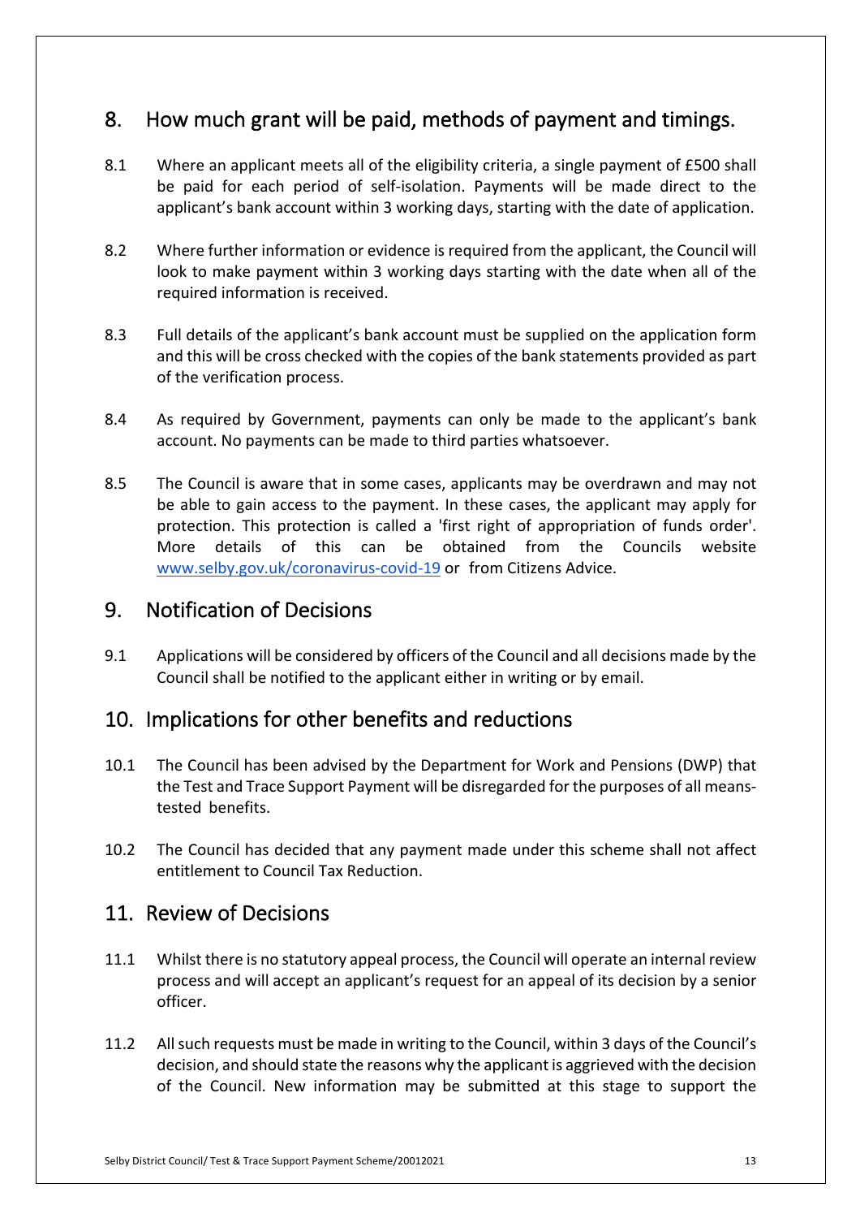## 8. How much grant will be paid, methods of payment and timings.

8.1 Where an applicant meets all of the eligibility criteria, a single payment of £500 shall be paid for each period of self-isolation. Payments will be made direct to the applicant's bank account within 3 working days, starting with the date of application.

8.2 Where further information or evidence is required from the applicant, the Council will look to make payment within 3 working days starting with the date when all of the required information is received.

8.3 Full details of the applicant's bank account must be supplied on the application form and this will be cross checked with the copies of the bank statements provided as part of the verification process.

8.4 As required by Government, payments can only be made to the applicant's bank account. No payments can be made to third parties whatsoever.

8.5 The Council is aware that in some cases, applicants may be overdrawn and may not be able to gain access to the payment. In these cases, the applicant may apply for protection. This protection is called a 'first right of appropriation of funds order'. More details of this can be obtained from the Councils website [www.selby.gov.uk/coronavirus-covid-19](www.selby.gov.uk/coronavirus-covid-19) or from Citizens Advice.

## 9. Notification of Decisions

9.1 Applications will be considered by officers of the Council and all decisions made by the Council shall be notified to the applicant either in writing or by email.

## 10. Implications for other benefits and reductions

10.1 The Council has been advised by the Department for Work and Pensions (DWP) that the Test and Trace Support Payment will be disregarded for the purposes of all means-tested benefits.

10.2 The Council has decided that any payment made under this scheme shall not affect entitlement to Council Tax Reduction.

## 11. Review of Decisions

11.1 Whilst there is no statutory appeal process, the Council will operate an internal review process and will accept an applicant's request for an appeal of its decision by a senior officer.

11.2 All such requests must be made in writing to the Council, within 3 days of the Council's decision, and should state the reasons why the applicant is aggrieved with the decision of the Council. New information may be submitted at this stage to support the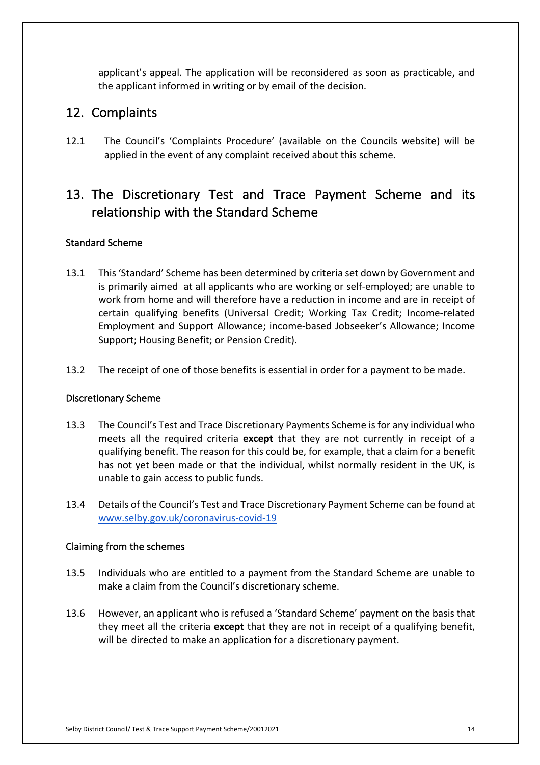applicant's appeal. The application will be reconsidered as soon as practicable, and the applicant informed in writing or by email of the decision.

## 12. Complaints

12.1 The Council's 'Complaints Procedure' (available on the Councils website) will be applied in the event of any complaint received about this scheme.

## 13. The Discretionary Test and Trace Payment Scheme and its relationship with the Standard Scheme

### Standard Scheme

13.1 This 'Standard' Scheme has been determined by criteria set down by Government and is primarily aimed at all applicants who are working or self-employed; are unable to work from home and will therefore have a reduction in income and are in receipt of certain qualifying benefits (Universal Credit; Working Tax Credit; Income-related Employment and Support Allowance; income-based Jobseeker's Allowance; Income Support; Housing Benefit; or Pension Credit).

13.2 The receipt of one of those benefits is essential in order for a payment to be made.

### Discretionary Scheme

13.3 The Council's Test and Trace Discretionary Payments Scheme is for any individual who meets all the required criteria **except** that they are not currently in receipt of a qualifying benefit. The reason for this could be, for example, that a claim for a benefit has not yet been made or that the individual, whilst normally resident in the UK, is unable to gain access to public funds.

13.4 Details of the Council's Test and Trace Discretionary Payment Scheme can be found at www.selby.gov.uk/coronavirus-covid-19

### Claiming from the schemes

13.5 Individuals who are entitled to a payment from the Standard Scheme are unable to make a claim from the Council's discretionary scheme.

13.6 However, an applicant who is refused a 'Standard Scheme' payment on the basis that they meet all the criteria **except** that they are not in receipt of a qualifying benefit, will be directed to make an application for a discretionary payment.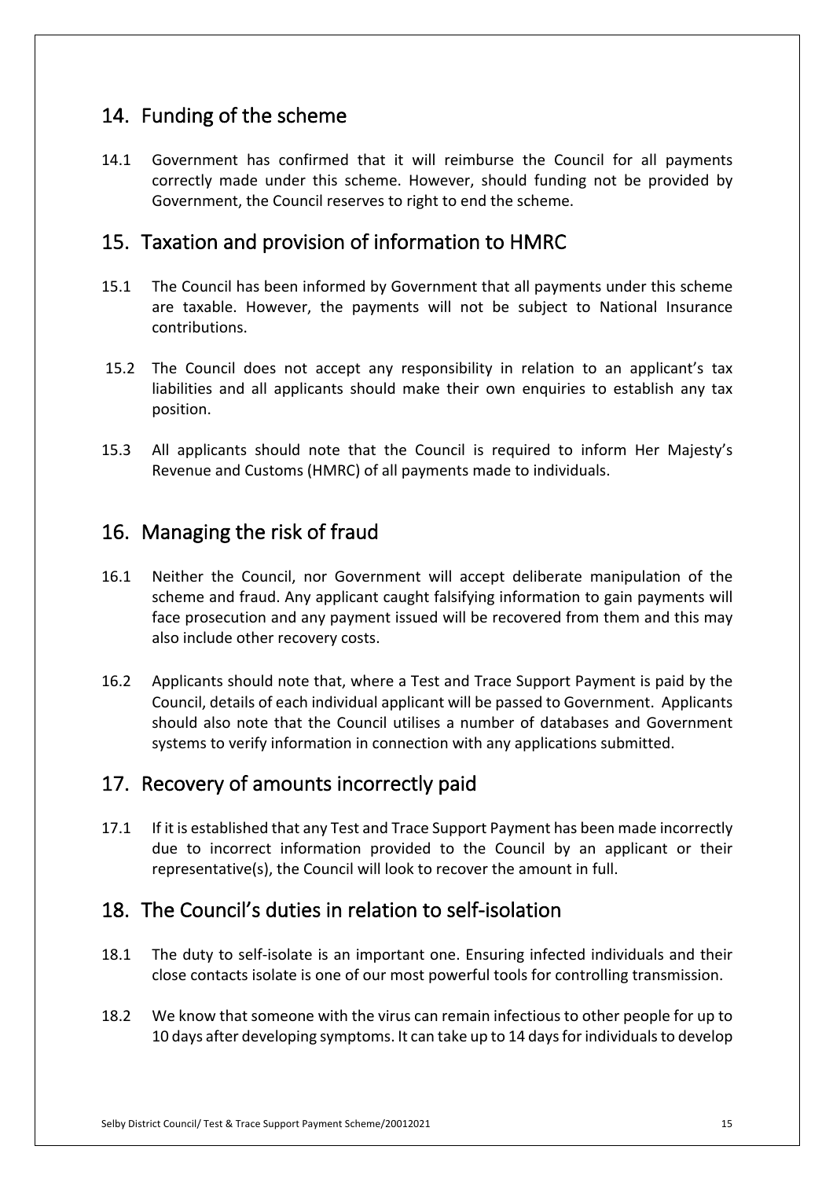## 14. Funding of the scheme

14.1 Government has confirmed that it will reimburse the Council for all payments correctly made under this scheme. However, should funding not be provided by Government, the Council reserves to right to end the scheme.

## 15. Taxation and provision of information to HMRC

15.1 The Council has been informed by Government that all payments under this scheme are taxable. However, the payments will not be subject to National Insurance contributions.

15.2 The Council does not accept any responsibility in relation to an applicant's tax liabilities and all applicants should make their own enquiries to establish any tax position.

15.3 All applicants should note that the Council is required to inform Her Majesty's Revenue and Customs (HMRC) of all payments made to individuals.

## 16. Managing the risk of fraud

16.1 Neither the Council, nor Government will accept deliberate manipulation of the scheme and fraud. Any applicant caught falsifying information to gain payments will face prosecution and any payment issued will be recovered from them and this may also include other recovery costs.

16.2 Applicants should note that, where a Test and Trace Support Payment is paid by the Council, details of each individual applicant will be passed to Government. Applicants should also note that the Council utilises a number of databases and Government systems to verify information in connection with any applications submitted.

## 17. Recovery of amounts incorrectly paid

17.1 If it is established that any Test and Trace Support Payment has been made incorrectly due to incorrect information provided to the Council by an applicant or their representative(s), the Council will look to recover the amount in full.

## 18. The Council's duties in relation to self-isolation

18.1 The duty to self-isolate is an important one. Ensuring infected individuals and their close contacts isolate is one of our most powerful tools for controlling transmission.

18.2 We know that someone with the virus can remain infectious to other people for up to 10 days after developing symptoms. It can take up to 14 days for individuals to develop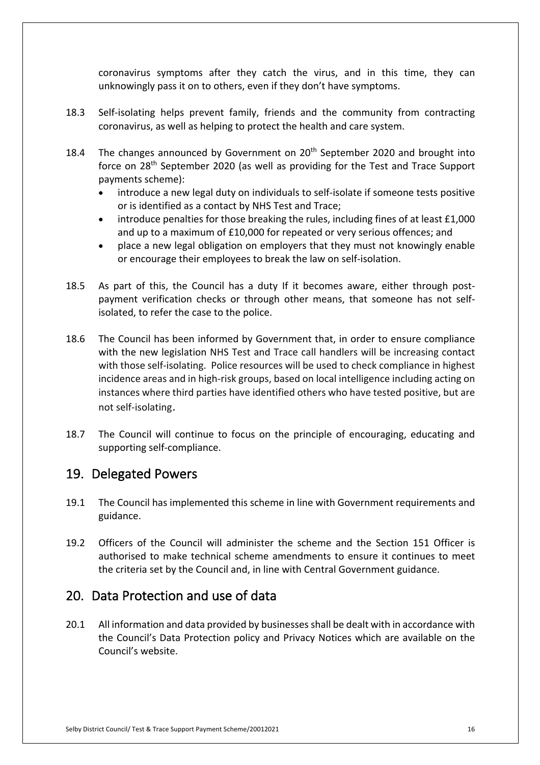coronavirus symptoms after they catch the virus, and in this time, they can unknowingly pass it on to others, even if they don't have symptoms.

18.3 Self-isolating helps prevent family, friends and the community from contracting coronavirus, as well as helping to protect the health and care system.

18.4 The changes announced by Government on 20th September 2020 and brought into force on 28th September 2020 (as well as providing for the Test and Trace Support payments scheme):

- introduce a new legal duty on individuals to self-isolate if someone tests positive or is identified as a contact by NHS Test and Trace;
- introduce penalties for those breaking the rules, including fines of at least £1,000 and up to a maximum of £10,000 for repeated or very serious offences; and
- place a new legal obligation on employers that they must not knowingly enable or encourage their employees to break the law on self-isolation.

18.5 As part of this, the Council has a duty If it becomes aware, either through post-payment verification checks or through other means, that someone has not self-isolated, to refer the case to the police.

18.6 The Council has been informed by Government that, in order to ensure compliance with the new legislation NHS Test and Trace call handlers will be increasing contact with those self-isolating. Police resources will be used to check compliance in highest incidence areas and in high-risk groups, based on local intelligence including acting on instances where third parties have identified others who have tested positive, but are not self-isolating.

18.7 The Council will continue to focus on the principle of encouraging, educating and supporting self-compliance.

## 19. Delegated Powers

19.1 The Council has implemented this scheme in line with Government requirements and guidance.

19.2 Officers of the Council will administer the scheme and the Section 151 Officer is authorised to make technical scheme amendments to ensure it continues to meet the criteria set by the Council and, in line with Central Government guidance.

## 20. Data Protection and use of data

20.1 All information and data provided by businesses shall be dealt with in accordance with the Council's Data Protection policy and Privacy Notices which are available on the Council's website.